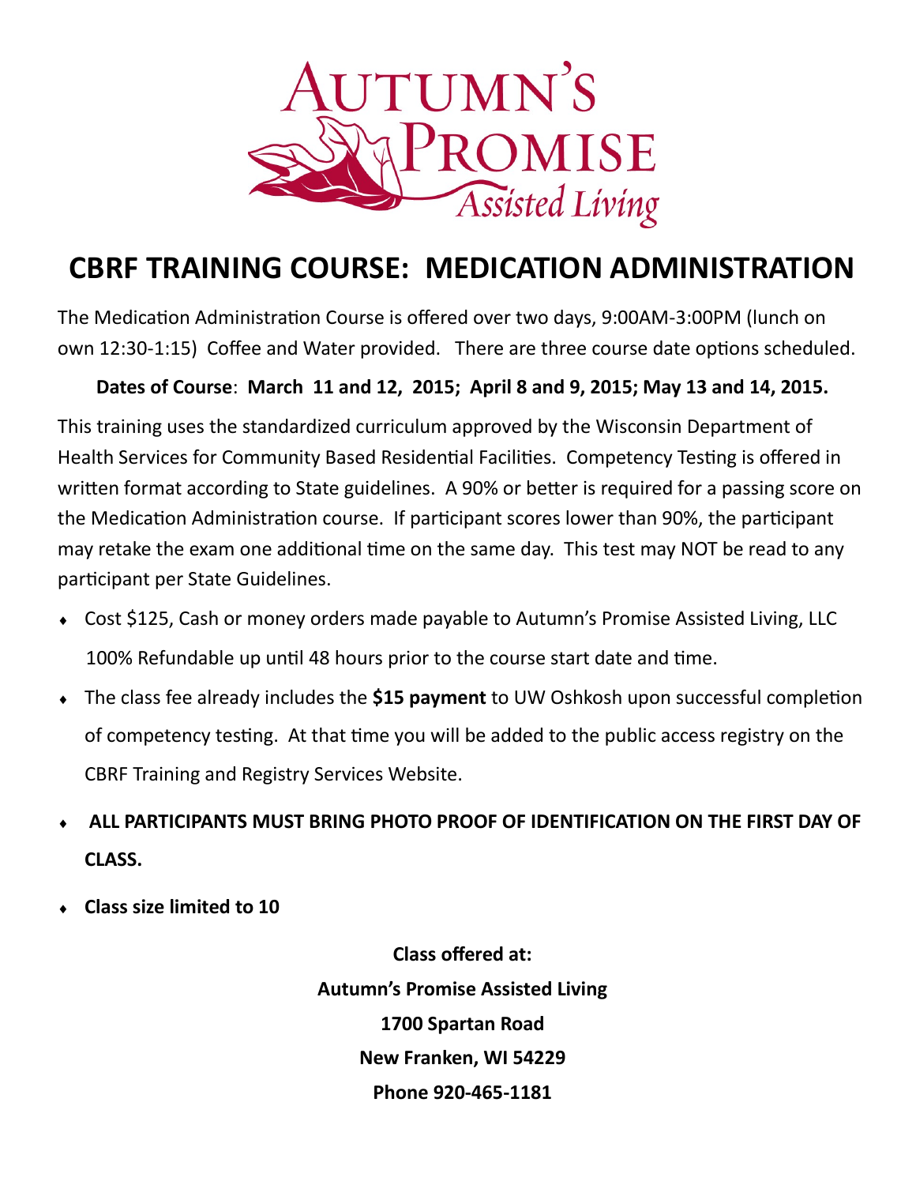Autumn's Promise Assisted Living

# CBRF TRAINING COURSE: MEDICATION ADMINISTRATION

The Medication Administration Course is offered over two days, 9:00AM-3:00PM (lunch on own 12:30-1:15) Coffee and Water provided. There are three course date options scheduled.

**Dates of Course**: **March 11 and 12, 2015; April 8 and 9, 2015; May 13 and 14, 2015.**

This training uses the standardized curriculum approved by the Wisconsin Department of Health Services for Community Based Residential Facilities. Competency Testing is offered in written format according to State guidelines. A 90% or better is required for a passing score on the Medication Administration course. If participant scores lower than 90%, the participant may retake the exam one additional time on the same day. This test may NOT be read to any participant per State Guidelines.

- Cost $125, Cash or money orders made payable to Autumn's Promise Assisted Living, LLC
  100% Refundable up until 48 hours prior to the course start date and time.
- The class fee already includes the **$15 payment** to UW Oshkosh upon successful completion of competency testing. At that time you will be added to the public access registry on the CBRF Training and Registry Services Website.
- **ALL PARTICIPANTS MUST BRING PHOTO PROOF OF IDENTIFICATION ON THE FIRST DAY OF CLASS.**
- **Class size limited to 10**

**Class offered at:**

**Autumn's Promise Assisted Living**

**1700 Spartan Road**

**New Franken, WI 54229**

**Phone 920-465-1181**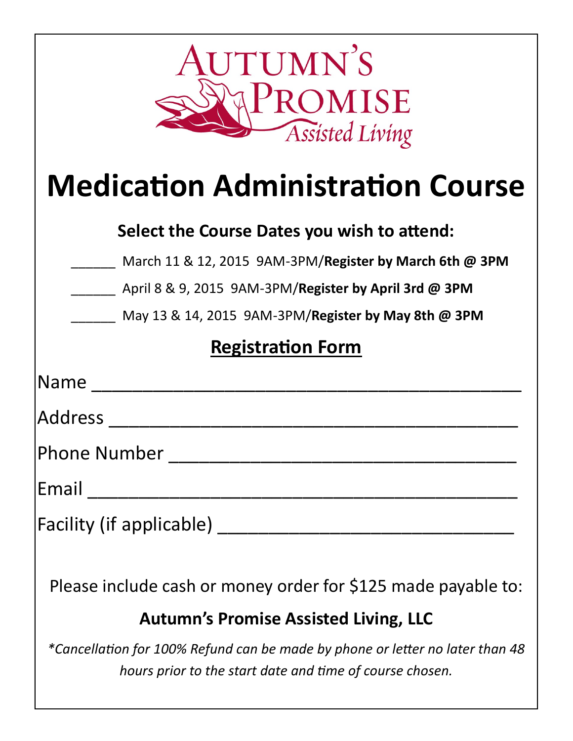# Autumn's Promise
## Assisted Living

# Medication Administration Course

### Select the Course Dates you wish to attend:

______ March 11 & 12, 2015 9AM-3PM/**Register by March 6th @ 3PM**

______ April 8 & 9, 2015 9AM-3PM/**Register by April 3rd @ 3PM**

______ May 13 & 14, 2015 9AM-3PM/**Register by May 8th @ 3PM**

## Registration Form

Name ________________________________________

Address ______________________________________

Phone Number _________________________________

Email ________________________________________

Facility (if applicable) ____________________________

Please include cash or money order for $125 made payable to:

**Autumn's Promise Assisted Living, LLC**

*\*Cancellation for 100% Refund can be made by phone or letter no later than 48 hours prior to the start date and time of course chosen.*